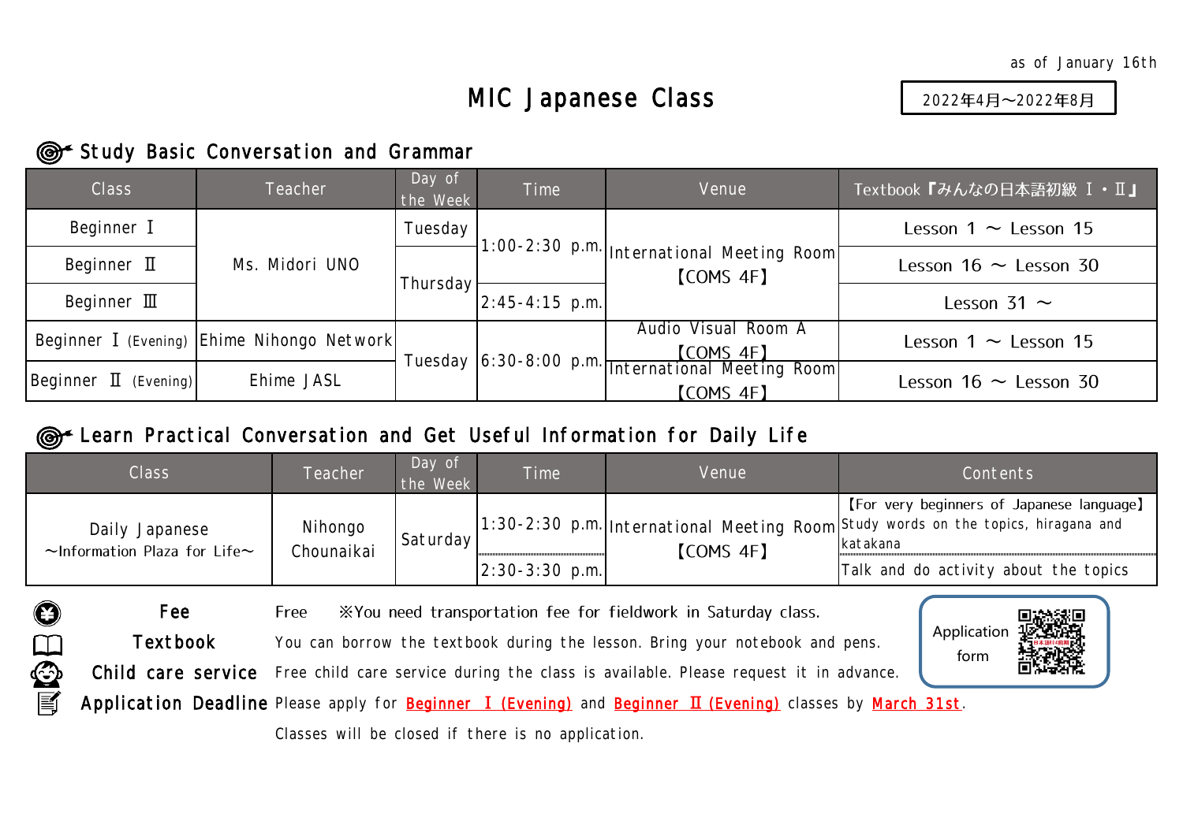as of January 16th

# MIC Japanese Class

2022年4月～2022年8月

## Study Basic Conversation and Grammar

| Class | Teacher | Day of the Week | Time | Venue | Textbook『みんなの日本語初級 Ⅰ・Ⅱ』 |
|---|---|---|---|---|---|
| Beginner Ⅰ | Ms. Midori UNO | Tuesday | 1:00-2:30 p.m. | International Meeting Room【COMS 4F】 | Lesson 1 ～ Lesson 15 |
| Beginner Ⅱ | Ms. Midori UNO | Thursday | 1:00-2:30 p.m. | International Meeting Room【COMS 4F】 | Lesson 16 ～ Lesson 30 |
| Beginner Ⅲ | Ms. Midori UNO | Thursday | 2:45-4:15 p.m. | International Meeting Room【COMS 4F】 | Lesson 31 ～ |
| Beginner Ⅰ (Evening) | Ehime Nihongo Network | Tuesday | 6:30-8:00 p.m. | Audio Visual Room A【COMS 4F】 | Lesson 1 ～ Lesson 15 |
| Beginner Ⅱ (Evening) | Ehime JASL | Tuesday | 6:30-8:00 p.m. | International Meeting Room【COMS 4F】 | Lesson 16 ～ Lesson 30 |

## Learn Practical Conversation and Get Useful Information for Daily Life

| Class | Teacher | Day of the Week | Time | Venue | Contents |
|---|---|---|---|---|---|
| Daily Japanese ～Information Plaza for Life～ | Nihongo Chounaikai | Saturday | 1:30-2:30 p.m. | International Meeting Room【COMS 4F】 | 【For very beginners of Japanese language】 Study words on the topics, hiragana and katakana |
| | | | 2:30-3:30 p.m. | | Talk and do activity about the topics |

**Fee** Free ※You need transportation fee for fieldwork in Saturday class.

**Textbook** You can borrow the textbook during the lesson. Bring your notebook and pens.

**Child care service** Free child care service during the class is available. Please request it in advance.

**Application Deadline** Please apply for **Beginner Ⅰ (Evening)** and **Beginner Ⅱ (Evening)** classes by **March 31st**.

Classes will be closed if there is no application.

Application form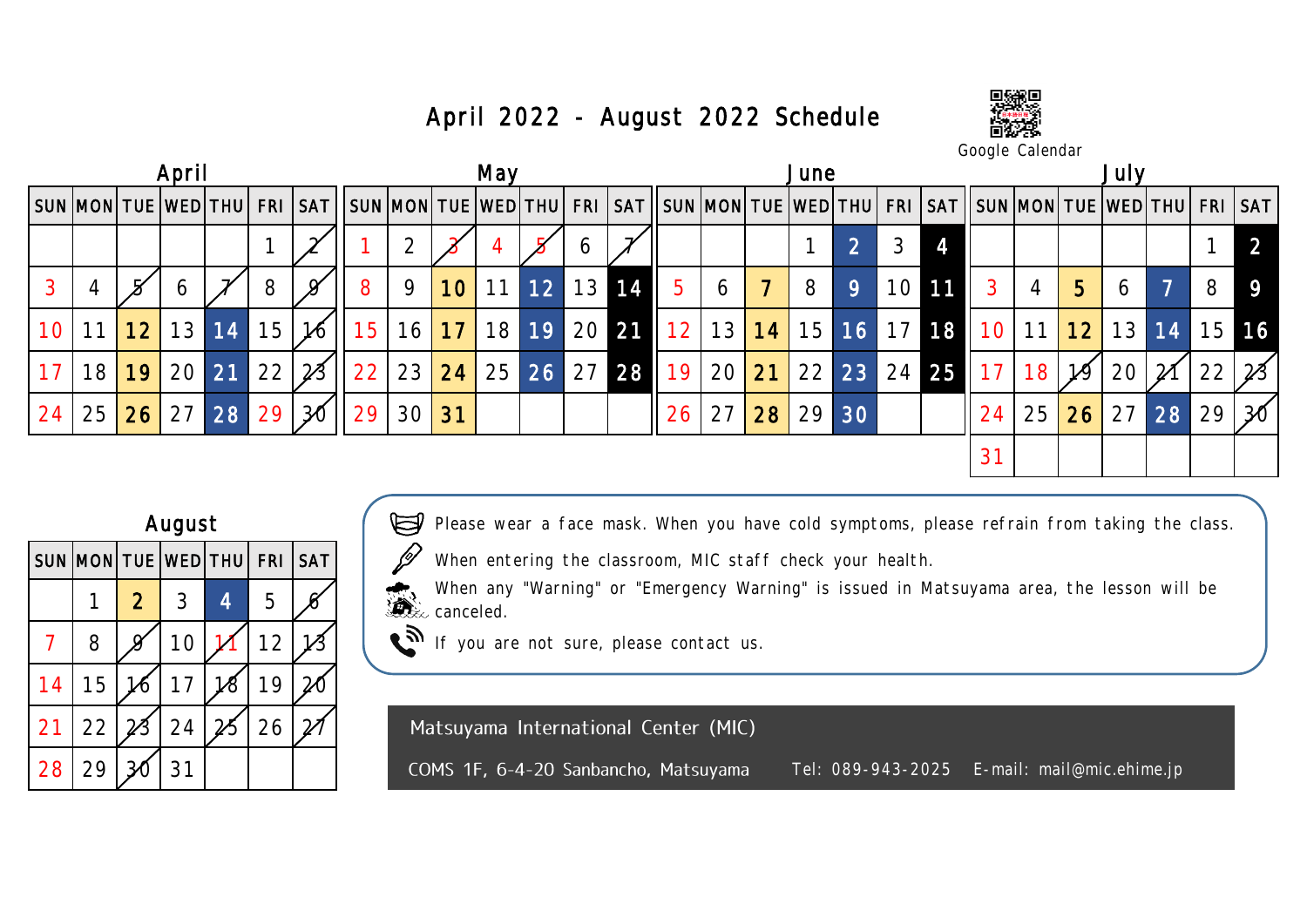# April 2022 - August 2022 Schedule

Google Calendar

## April

| SUN | MON | TUE | WED | THU | FRI | SAT |
|---|---|---|---|---|---|---|
| | | | | | 1 | 2 |
| 3 | 4 | 5 | 6 | 7 | 8 | 9 |
| 10 | 11 | 12 | 13 | 14 | 15 | 16 |
| 17 | 18 | 19 | 20 | 21 | 22 | 23 |
| 24 | 25 | 26 | 27 | 28 | 29 | 30 |

## May

| SUN | MON | TUE | WED | THU | FRI | SAT |
|---|---|---|---|---|---|---|
| 1 | 2 | 3 | 4 | 5 | 6 | 7 |
| 8 | 9 | 10 | 11 | 12 | 13 | 14 |
| 15 | 16 | 17 | 18 | 19 | 20 | 21 |
| 22 | 23 | 24 | 25 | 26 | 27 | 28 |
| 29 | 30 | 31 | | | | |

## June

| SUN | MON | TUE | WED | THU | FRI | SAT |
|---|---|---|---|---|---|---|
| | | | 1 | 2 | 3 | 4 |
| 5 | 6 | 7 | 8 | 9 | 10 | 11 |
| 12 | 13 | 14 | 15 | 16 | 17 | 18 |
| 19 | 20 | 21 | 22 | 23 | 24 | 25 |
| 26 | 27 | 28 | 29 | 30 | | |

## July

| SUN | MON | TUE | WED | THU | FRI | SAT |
|---|---|---|---|---|---|---|
| | | | | | 1 | 2 |
| 3 | 4 | 5 | 6 | 7 | 8 | 9 |
| 10 | 11 | 12 | 13 | 14 | 15 | 16 |
| 17 | 18 | 19 | 20 | 21 | 22 | 23 |
| 24 | 25 | 26 | 27 | 28 | 29 | 30 |
| 31 | | | | | | |

## August

| SUN | MON | TUE | WED | THU | FRI | SAT |
|---|---|---|---|---|---|---|
| | 1 | 2 | 3 | 4 | 5 | 6 |
| 7 | 8 | 9 | 10 | 11 | 12 | 13 |
| 14 | 15 | 16 | 17 | 18 | 19 | 20 |
| 21 | 22 | 23 | 24 | 25 | 26 | 27 |
| 28 | 29 | 30 | 31 | | | |

- Please wear a face mask. When you have cold symptoms, please refrain from taking the class.
- When entering the classroom, MIC staff check your health.
- When any "Warning" or "Emergency Warning" is issued in Matsuyama area, the lesson will be canceled.
- If you are not sure, please contact us.

**Matsuyama International Center (MIC)**

COMS 1F, 6-4-20 Sanbancho, Matsuyama　Tel: 089-943-2025　E-mail: mail@mic.ehime.jp